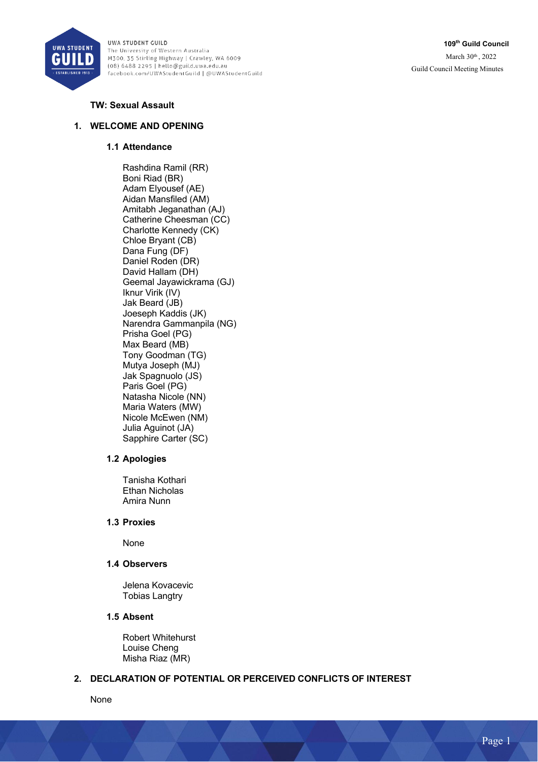UWA STUDENT GUILD
The University of Western Australia
M300, 35 Stirling Highway | Crawley, WA 6009
(08) 6488 2295 | hello@guild.uwa.edu.au
facebook.com/UWAStudentGuild | @UWAStudentGuild

**109th Guild Council**
March 30th, 2022
Guild Council Meeting Minutes

**TW: Sexual Assault**

## 1. WELCOME AND OPENING

### 1.1 Attendance

Rashdina Ramil (RR)
Boni Riad (BR)
Adam Elyousef (AE)
Aidan Mansfiled (AM)
Amitabh Jeganathan (AJ)
Catherine Cheesman (CC)
Charlotte Kennedy (CK)
Chloe Bryant (CB)
Dana Fung (DF)
Daniel Roden (DR)
David Hallam (DH)
Geemal Jayawickrama (GJ)
Iknur Virik (IV)
Jak Beard (JB)
Joeseph Kaddis (JK)
Narendra Gammanpila (NG)
Prisha Goel (PG)
Max Beard (MB)
Tony Goodman (TG)
Mutya Joseph (MJ)
Jak Spagnuolo (JS)
Paris Goel (PG)
Natasha Nicole (NN)
Maria Waters (MW)
Nicole McEwen (NM)
Julia Aguinot (JA)
Sapphire Carter (SC)

### 1.2 Apologies

Tanisha Kothari
Ethan Nicholas
Amira Nunn

### 1.3 Proxies

None

### 1.4 Observers

Jelena Kovacevic
Tobias Langtry

### 1.5 Absent

Robert Whitehurst
Louise Cheng
Misha Riaz (MR)

## 2. DECLARATION OF POTENTIAL OR PERCEIVED CONFLICTS OF INTEREST

None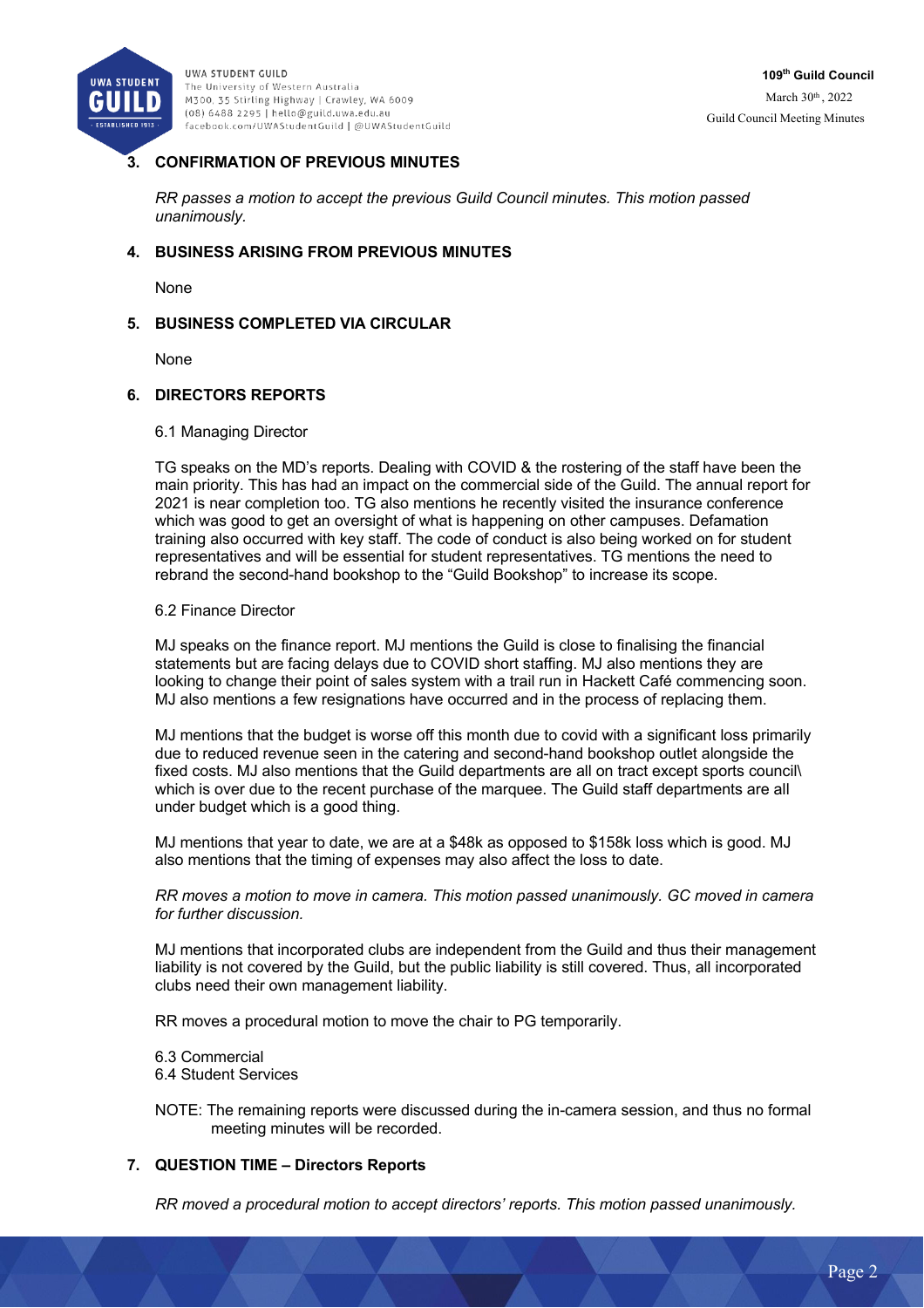## 3. CONFIRMATION OF PREVIOUS MINUTES

*RR passes a motion to accept the previous Guild Council minutes. This motion passed unanimously.*

## 4. BUSINESS ARISING FROM PREVIOUS MINUTES

None

## 5. BUSINESS COMPLETED VIA CIRCULAR

None

## 6. DIRECTORS REPORTS

### 6.1 Managing Director

TG speaks on the MD's reports. Dealing with COVID & the rostering of the staff have been the main priority. This has had an impact on the commercial side of the Guild. The annual report for 2021 is near completion too. TG also mentions he recently visited the insurance conference which was good to get an oversight of what is happening on other campuses. Defamation training also occurred with key staff. The code of conduct is also being worked on for student representatives and will be essential for student representatives. TG mentions the need to rebrand the second-hand bookshop to the "Guild Bookshop" to increase its scope.

### 6.2 Finance Director

MJ speaks on the finance report. MJ mentions the Guild is close to finalising the financial statements but are facing delays due to COVID short staffing. MJ also mentions they are looking to change their point of sales system with a trail run in Hackett Café commencing soon. MJ also mentions a few resignations have occurred and in the process of replacing them.

MJ mentions that the budget is worse off this month due to covid with a significant loss primarily due to reduced revenue seen in the catering and second-hand bookshop outlet alongside the fixed costs. MJ also mentions that the Guild departments are all on tract except sports council\ which is over due to the recent purchase of the marquee. The Guild staff departments are all under budget which is a good thing.

MJ mentions that year to date, we are at a $48k as opposed to $158k loss which is good. MJ also mentions that the timing of expenses may also affect the loss to date.

*RR moves a motion to move in camera. This motion passed unanimously. GC moved in camera for further discussion.*

MJ mentions that incorporated clubs are independent from the Guild and thus their management liability is not covered by the Guild, but the public liability is still covered. Thus, all incorporated clubs need their own management liability.

RR moves a procedural motion to move the chair to PG temporarily.

### 6.3 Commercial

### 6.4 Student Services

NOTE: The remaining reports were discussed during the in-camera session, and thus no formal meeting minutes will be recorded.

## 7. QUESTION TIME – Directors Reports

*RR moved a procedural motion to accept directors' reports. This motion passed unanimously.*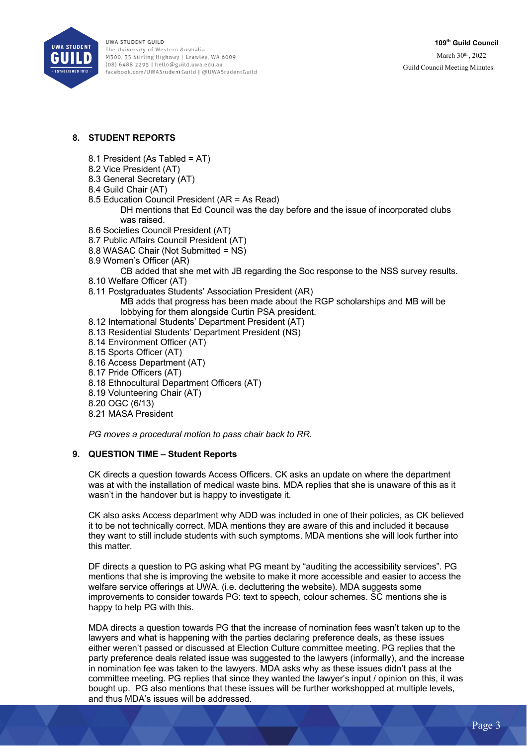## 8. STUDENT REPORTS

8.1 President (As Tabled = AT)
8.2 Vice President (AT)
8.3 General Secretary (AT)
8.4 Guild Chair (AT)
8.5 Education Council President (AR = As Read)

DH mentions that Ed Council was the day before and the issue of incorporated clubs was raised.

8.6 Societies Council President (AT)
8.7 Public Affairs Council President (AT)
8.8 WASAC Chair (Not Submitted = NS)
8.9 Women's Officer (AR)

CB added that she met with JB regarding the Soc response to the NSS survey results.

8.10 Welfare Officer (AT)
8.11 Postgraduates Students' Association President (AR)

MB adds that progress has been made about the RGP scholarships and MB will be lobbying for them alongside Curtin PSA president.

8.12 International Students' Department President (AT)
8.13 Residential Students' Department President (NS)
8.14 Environment Officer (AT)
8.15 Sports Officer (AT)
8.16 Access Department (AT)
8.17 Pride Officers (AT)
8.18 Ethnocultural Department Officers (AT)
8.19 Volunteering Chair (AT)
8.20 OGC (6/13)
8.21 MASA President

*PG moves a procedural motion to pass chair back to RR.*

## 9. QUESTION TIME – Student Reports

CK directs a question towards Access Officers. CK asks an update on where the department was at with the installation of medical waste bins. MDA replies that she is unaware of this as it wasn't in the handover but is happy to investigate it.

CK also asks Access department why ADD was included in one of their policies, as CK believed it to be not technically correct. MDA mentions they are aware of this and included it because they want to still include students with such symptoms. MDA mentions she will look further into this matter.

DF directs a question to PG asking what PG meant by "auditing the accessibility services". PG mentions that she is improving the website to make it more accessible and easier to access the welfare service offerings at UWA. (i.e. decluttering the website). MDA suggests some improvements to consider towards PG: text to speech, colour schemes. SC mentions she is happy to help PG with this.

MDA directs a question towards PG that the increase of nomination fees wasn't taken up to the lawyers and what is happening with the parties declaring preference deals, as these issues either weren't passed or discussed at Election Culture committee meeting. PG replies that the party preference deals related issue was suggested to the lawyers (informally), and the increase in nomination fee was taken to the lawyers. MDA asks why as these issues didn't pass at the committee meeting. PG replies that since they wanted the lawyer's input / opinion on this, it was bought up. PG also mentions that these issues will be further workshopped at multiple levels, and thus MDA's issues will be addressed.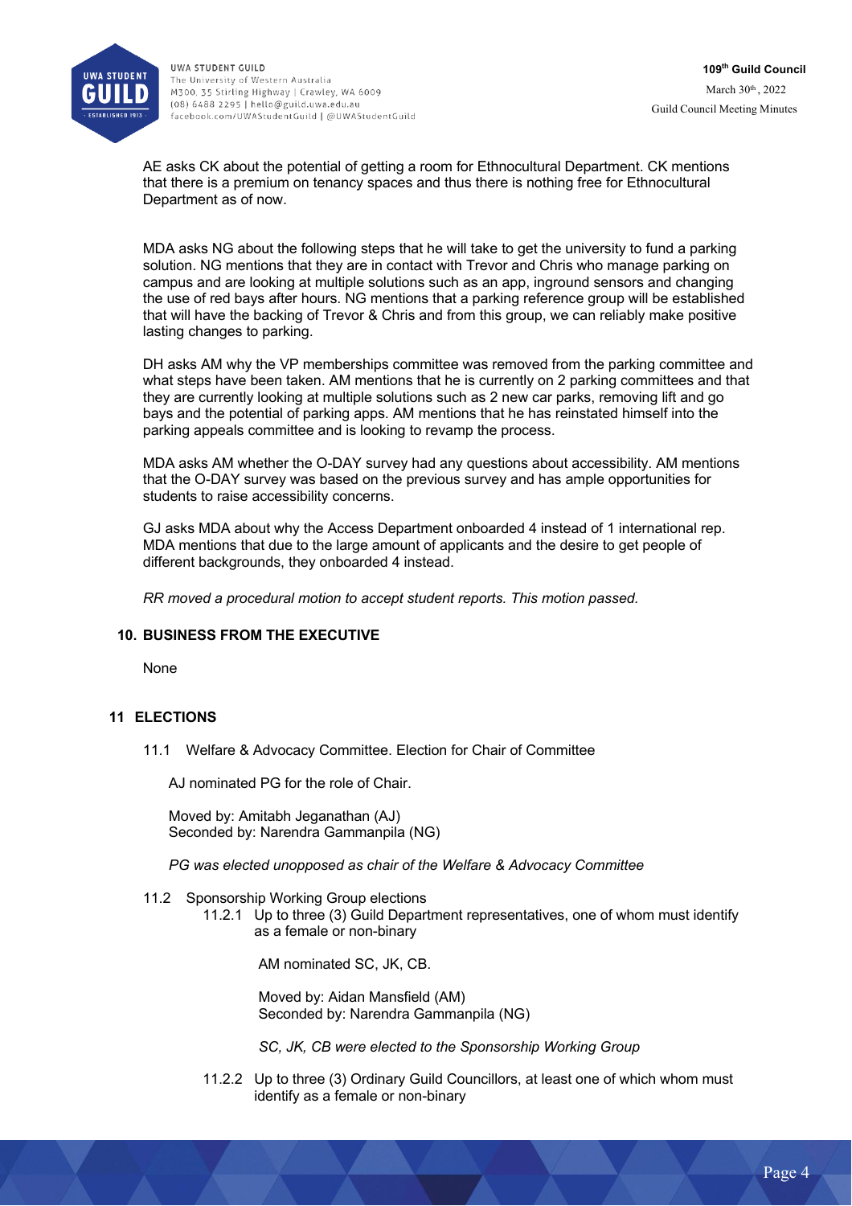AE asks CK about the potential of getting a room for Ethnocultural Department. CK mentions that there is a premium on tenancy spaces and thus there is nothing free for Ethnocultural Department as of now.

MDA asks NG about the following steps that he will take to get the university to fund a parking solution. NG mentions that they are in contact with Trevor and Chris who manage parking on campus and are looking at multiple solutions such as an app, inground sensors and changing the use of red bays after hours. NG mentions that a parking reference group will be established that will have the backing of Trevor & Chris and from this group, we can reliably make positive lasting changes to parking.

DH asks AM why the VP memberships committee was removed from the parking committee and what steps have been taken. AM mentions that he is currently on 2 parking committees and that they are currently looking at multiple solutions such as 2 new car parks, removing lift and go bays and the potential of parking apps. AM mentions that he has reinstated himself into the parking appeals committee and is looking to revamp the process.

MDA asks AM whether the O-DAY survey had any questions about accessibility. AM mentions that the O-DAY survey was based on the previous survey and has ample opportunities for students to raise accessibility concerns.

GJ asks MDA about why the Access Department onboarded 4 instead of 1 international rep. MDA mentions that due to the large amount of applicants and the desire to get people of different backgrounds, they onboarded 4 instead.

*RR moved a procedural motion to accept student reports. This motion passed.*

## 10. BUSINESS FROM THE EXECUTIVE

None

## 11 ELECTIONS

11.1 Welfare & Advocacy Committee. Election for Chair of Committee

AJ nominated PG for the role of Chair.

Moved by: Amitabh Jeganathan (AJ)
Seconded by: Narendra Gammanpila (NG)

*PG was elected unopposed as chair of the Welfare & Advocacy Committee*

11.2 Sponsorship Working Group elections

11.2.1 Up to three (3) Guild Department representatives, one of whom must identify as a female or non-binary

AM nominated SC, JK, CB.

Moved by: Aidan Mansfield (AM)
Seconded by: Narendra Gammanpila (NG)

*SC, JK, CB were elected to the Sponsorship Working Group*

11.2.2 Up to three (3) Ordinary Guild Councillors, at least one of which whom must identify as a female or non-binary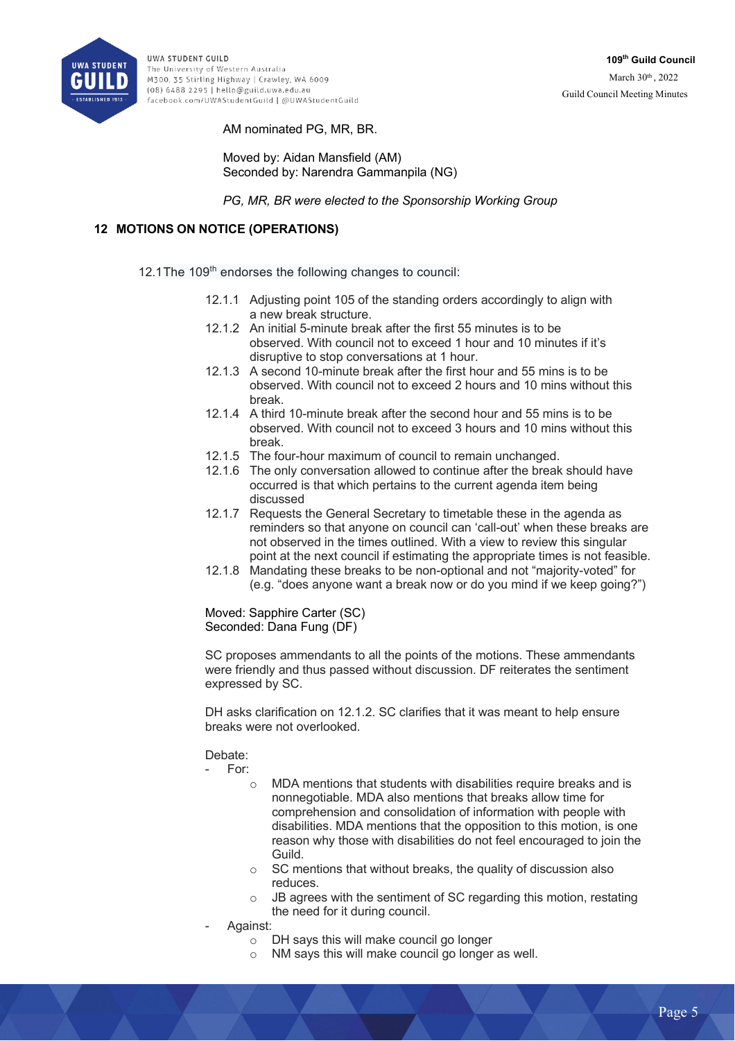AM nominated PG, MR, BR.

Moved by: Aidan Mansfield (AM)
Seconded by: Narendra Gammanpila (NG)

*PG, MR, BR were elected to the Sponsorship Working Group*

## 12 MOTIONS ON NOTICE (OPERATIONS)

12.1 The 109th endorses the following changes to council:

- 12.1.1 Adjusting point 105 of the standing orders accordingly to align with a new break structure.
- 12.1.2 An initial 5-minute break after the first 55 minutes is to be observed. With council not to exceed 1 hour and 10 minutes if it's disruptive to stop conversations at 1 hour.
- 12.1.3 A second 10-minute break after the first hour and 55 mins is to be observed. With council not to exceed 2 hours and 10 mins without this break.
- 12.1.4 A third 10-minute break after the second hour and 55 mins is to be observed. With council not to exceed 3 hours and 10 mins without this break.
- 12.1.5 The four-hour maximum of council to remain unchanged.
- 12.1.6 The only conversation allowed to continue after the break should have occurred is that which pertains to the current agenda item being discussed
- 12.1.7 Requests the General Secretary to timetable these in the agenda as reminders so that anyone on council can 'call-out' when these breaks are not observed in the times outlined. With a view to review this singular point at the next council if estimating the appropriate times is not feasible.
- 12.1.8 Mandating these breaks to be non-optional and not "majority-voted" for (e.g. "does anyone want a break now or do you mind if we keep going?")

Moved: Sapphire Carter (SC)
Seconded: Dana Fung (DF)

SC proposes ammendants to all the points of the motions. These ammendants were friendly and thus passed without discussion. DF reiterates the sentiment expressed by SC.

DH asks clarification on 12.1.2. SC clarifies that it was meant to help ensure breaks were not overlooked.

Debate:

- For:
  - MDA mentions that students with disabilities require breaks and is nonnegotiable. MDA also mentions that breaks allow time for comprehension and consolidation of information with people with disabilities. MDA mentions that the opposition to this motion, is one reason why those with disabilities do not feel encouraged to join the Guild.
  - SC mentions that without breaks, the quality of discussion also reduces.
  - JB agrees with the sentiment of SC regarding this motion, restating the need for it during council.
- Against:
  - DH says this will make council go longer
  - NM says this will make council go longer as well.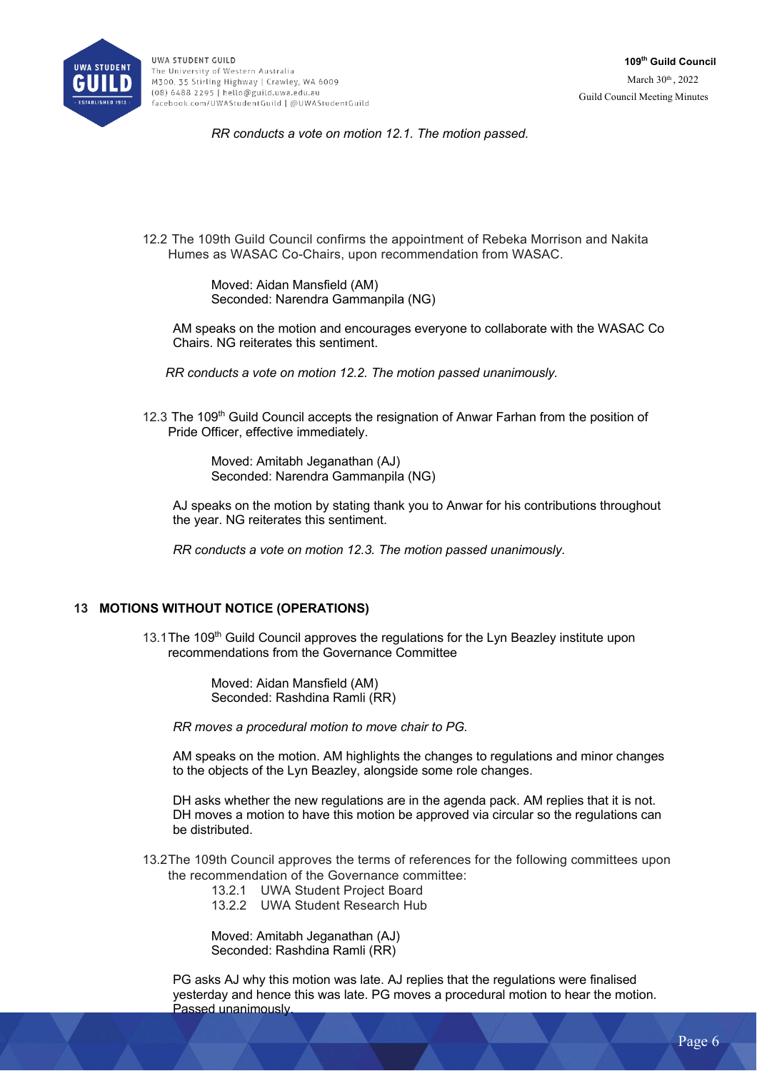*RR conducts a vote on motion 12.1. The motion passed.*

12.2 The 109th Guild Council confirms the appointment of Rebeka Morrison and Nakita Humes as WASAC Co-Chairs, upon recommendation from WASAC.

Moved: Aidan Mansfield (AM)
Seconded: Narendra Gammanpila (NG)

AM speaks on the motion and encourages everyone to collaborate with the WASAC Co Chairs. NG reiterates this sentiment.

*RR conducts a vote on motion 12.2. The motion passed unanimously.*

12.3 The 109th Guild Council accepts the resignation of Anwar Farhan from the position of Pride Officer, effective immediately.

Moved: Amitabh Jeganathan (AJ)
Seconded: Narendra Gammanpila (NG)

AJ speaks on the motion by stating thank you to Anwar for his contributions throughout the year. NG reiterates this sentiment.

*RR conducts a vote on motion 12.3. The motion passed unanimously.*

## 13 MOTIONS WITHOUT NOTICE (OPERATIONS)

13.1 The 109th Guild Council approves the regulations for the Lyn Beazley institute upon recommendations from the Governance Committee

Moved: Aidan Mansfield (AM)
Seconded: Rashdina Ramli (RR)

*RR moves a procedural motion to move chair to PG.*

AM speaks on the motion. AM highlights the changes to regulations and minor changes to the objects of the Lyn Beazley, alongside some role changes.

DH asks whether the new regulations are in the agenda pack. AM replies that it is not. DH moves a motion to have this motion be approved via circular so the regulations can be distributed.

13.2 The 109th Council approves the terms of references for the following committees upon the recommendation of the Governance committee:

13.2.1 UWA Student Project Board
13.2.2 UWA Student Research Hub

Moved: Amitabh Jeganathan (AJ)
Seconded: Rashdina Ramli (RR)

PG asks AJ why this motion was late. AJ replies that the regulations were finalised yesterday and hence this was late. PG moves a procedural motion to hear the motion. Passed unanimously.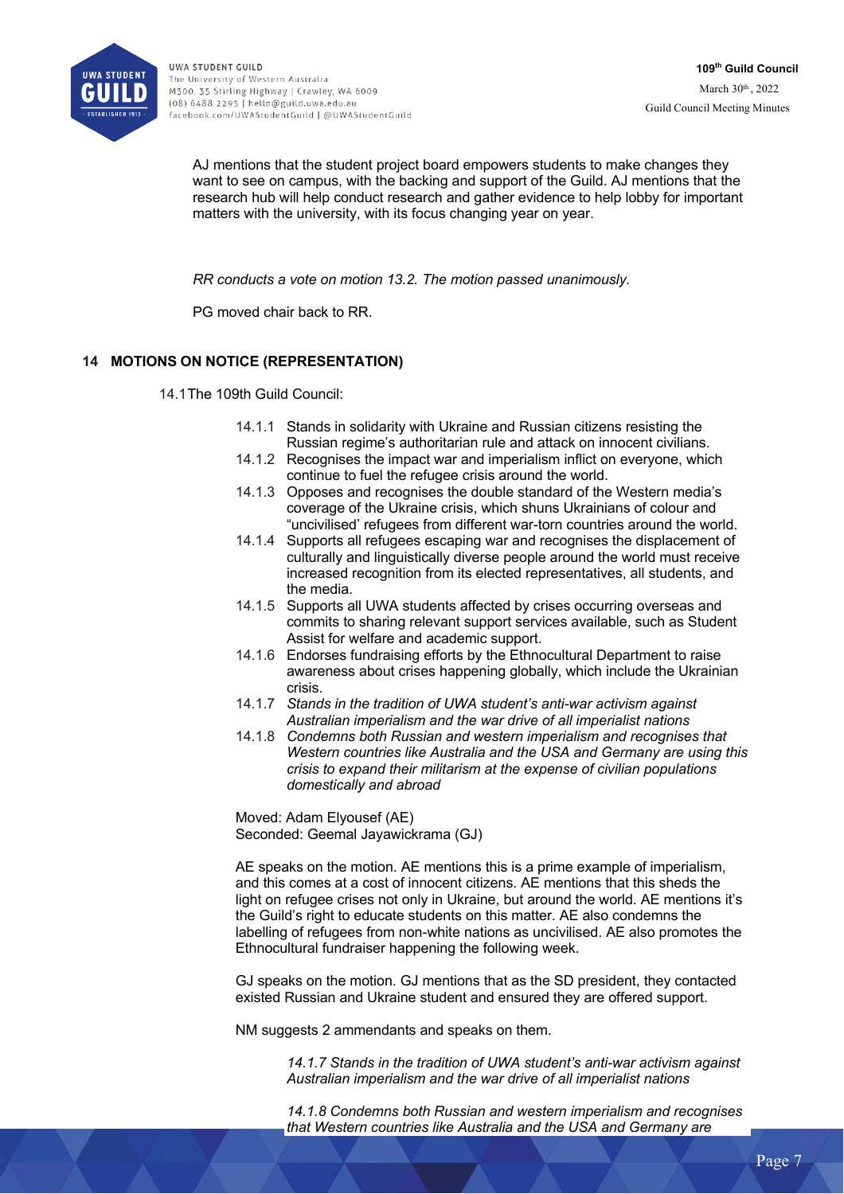AJ mentions that the student project board empowers students to make changes they want to see on campus, with the backing and support of the Guild. AJ mentions that the research hub will help conduct research and gather evidence to help lobby for important matters with the university, with its focus changing year on year.

*RR conducts a vote on motion 13.2. The motion passed unanimously.*

PG moved chair back to RR.

## 14 MOTIONS ON NOTICE (REPRESENTATION)

14.1 The 109th Guild Council:

- 14.1.1 Stands in solidarity with Ukraine and Russian citizens resisting the Russian regime's authoritarian rule and attack on innocent civilians.
- 14.1.2 Recognises the impact war and imperialism inflict on everyone, which continue to fuel the refugee crisis around the world.
- 14.1.3 Opposes and recognises the double standard of the Western media's coverage of the Ukraine crisis, which shuns Ukrainians of colour and "uncivilised' refugees from different war-torn countries around the world.
- 14.1.4 Supports all refugees escaping war and recognises the displacement of culturally and linguistically diverse people around the world must receive increased recognition from its elected representatives, all students, and the media.
- 14.1.5 Supports all UWA students affected by crises occurring overseas and commits to sharing relevant support services available, such as Student Assist for welfare and academic support.
- 14.1.6 Endorses fundraising efforts by the Ethnocultural Department to raise awareness about crises happening globally, which include the Ukrainian crisis.
- 14.1.7 *Stands in the tradition of UWA student's anti-war activism against Australian imperialism and the war drive of all imperialist nations*
- 14.1.8 *Condemns both Russian and western imperialism and recognises that Western countries like Australia and the USA and Germany are using this crisis to expand their militarism at the expense of civilian populations domestically and abroad*

Moved: Adam Elyousef (AE)
Seconded: Geemal Jayawickrama (GJ)

AE speaks on the motion. AE mentions this is a prime example of imperialism, and this comes at a cost of innocent citizens. AE mentions that this sheds the light on refugee crises not only in Ukraine, but around the world. AE mentions it's the Guild's right to educate students on this matter. AE also condemns the labelling of refugees from non-white nations as uncivilised. AE also promotes the Ethnocultural fundraiser happening the following week.

GJ speaks on the motion. GJ mentions that as the SD president, they contacted existed Russian and Ukraine student and ensured they are offered support.

NM suggests 2 ammendants and speaks on them.

> *14.1.7 Stands in the tradition of UWA student's anti-war activism against Australian imperialism and the war drive of all imperialist nations*
>
> *14.1.8 Condemns both Russian and western imperialism and recognises that Western countries like Australia and the USA and Germany are*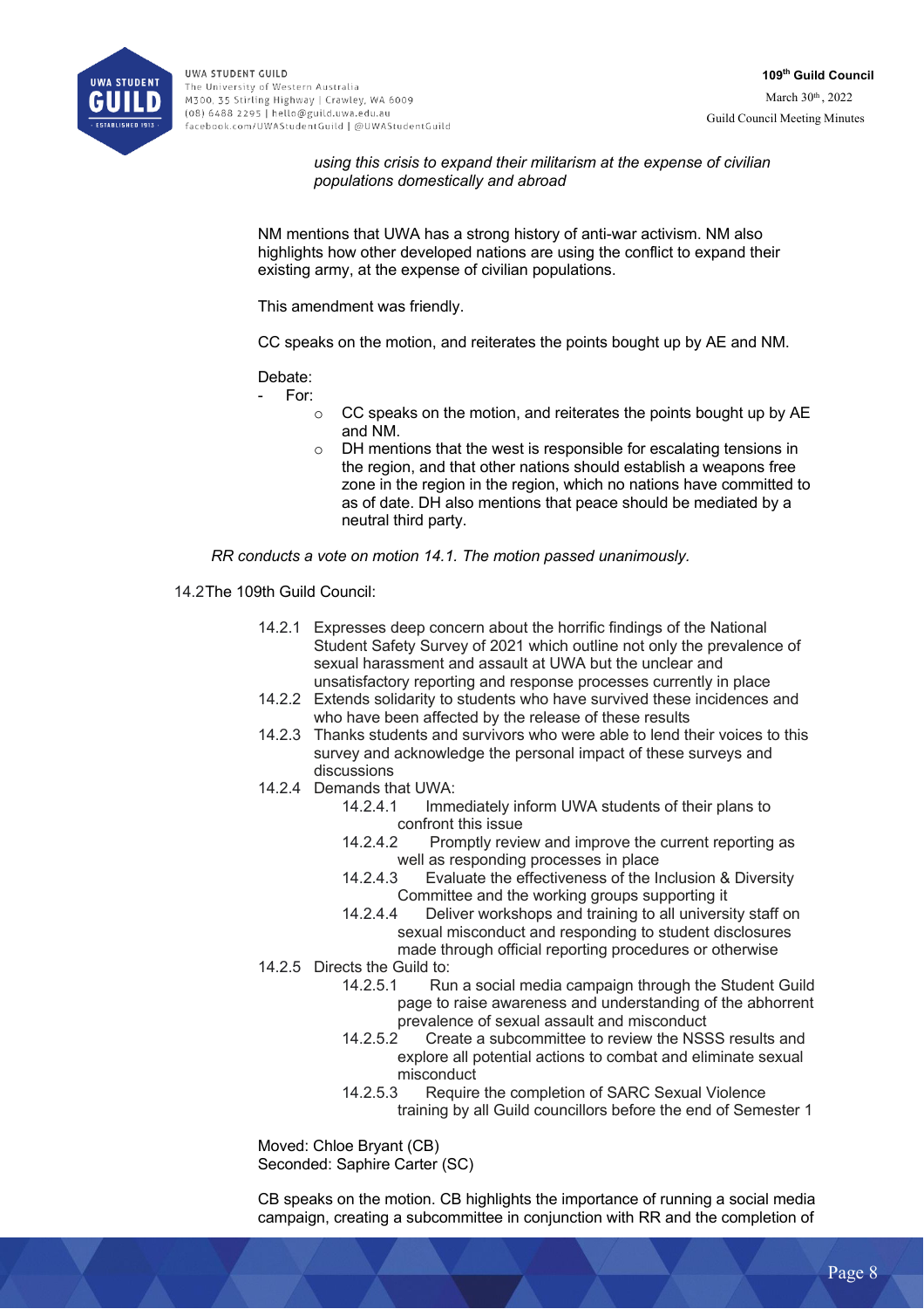*using this crisis to expand their militarism at the expense of civilian populations domestically and abroad*

NM mentions that UWA has a strong history of anti-war activism. NM also highlights how other developed nations are using the conflict to expand their existing army, at the expense of civilian populations.

This amendment was friendly.

CC speaks on the motion, and reiterates the points bought up by AE and NM.

Debate:

- For:
  - CC speaks on the motion, and reiterates the points bought up by AE and NM.
  - DH mentions that the west is responsible for escalating tensions in the region, and that other nations should establish a weapons free zone in the region in the region, which no nations have committed to as of date. DH also mentions that peace should be mediated by a neutral third party.

*RR conducts a vote on motion 14.1. The motion passed unanimously.*

14.2 The 109th Guild Council:

- 14.2.1 Expresses deep concern about the horrific findings of the National Student Safety Survey of 2021 which outline not only the prevalence of sexual harassment and assault at UWA but the unclear and unsatisfactory reporting and response processes currently in place
- 14.2.2 Extends solidarity to students who have survived these incidences and who have been affected by the release of these results
- 14.2.3 Thanks students and survivors who were able to lend their voices to this survey and acknowledge the personal impact of these surveys and discussions
- 14.2.4 Demands that UWA:
  - 14.2.4.1 Immediately inform UWA students of their plans to confront this issue
  - 14.2.4.2 Promptly review and improve the current reporting as well as responding processes in place
  - 14.2.4.3 Evaluate the effectiveness of the Inclusion & Diversity Committee and the working groups supporting it
  - 14.2.4.4 Deliver workshops and training to all university staff on sexual misconduct and responding to student disclosures made through official reporting procedures or otherwise
- 14.2.5 Directs the Guild to:
  - 14.2.5.1 Run a social media campaign through the Student Guild page to raise awareness and understanding of the abhorrent prevalence of sexual assault and misconduct
  - 14.2.5.2 Create a subcommittee to review the NSSS results and explore all potential actions to combat and eliminate sexual misconduct
  - 14.2.5.3 Require the completion of SARC Sexual Violence training by all Guild councillors before the end of Semester 1

Moved: Chloe Bryant (CB)
Seconded: Saphire Carter (SC)

CB speaks on the motion. CB highlights the importance of running a social media campaign, creating a subcommittee in conjunction with RR and the completion of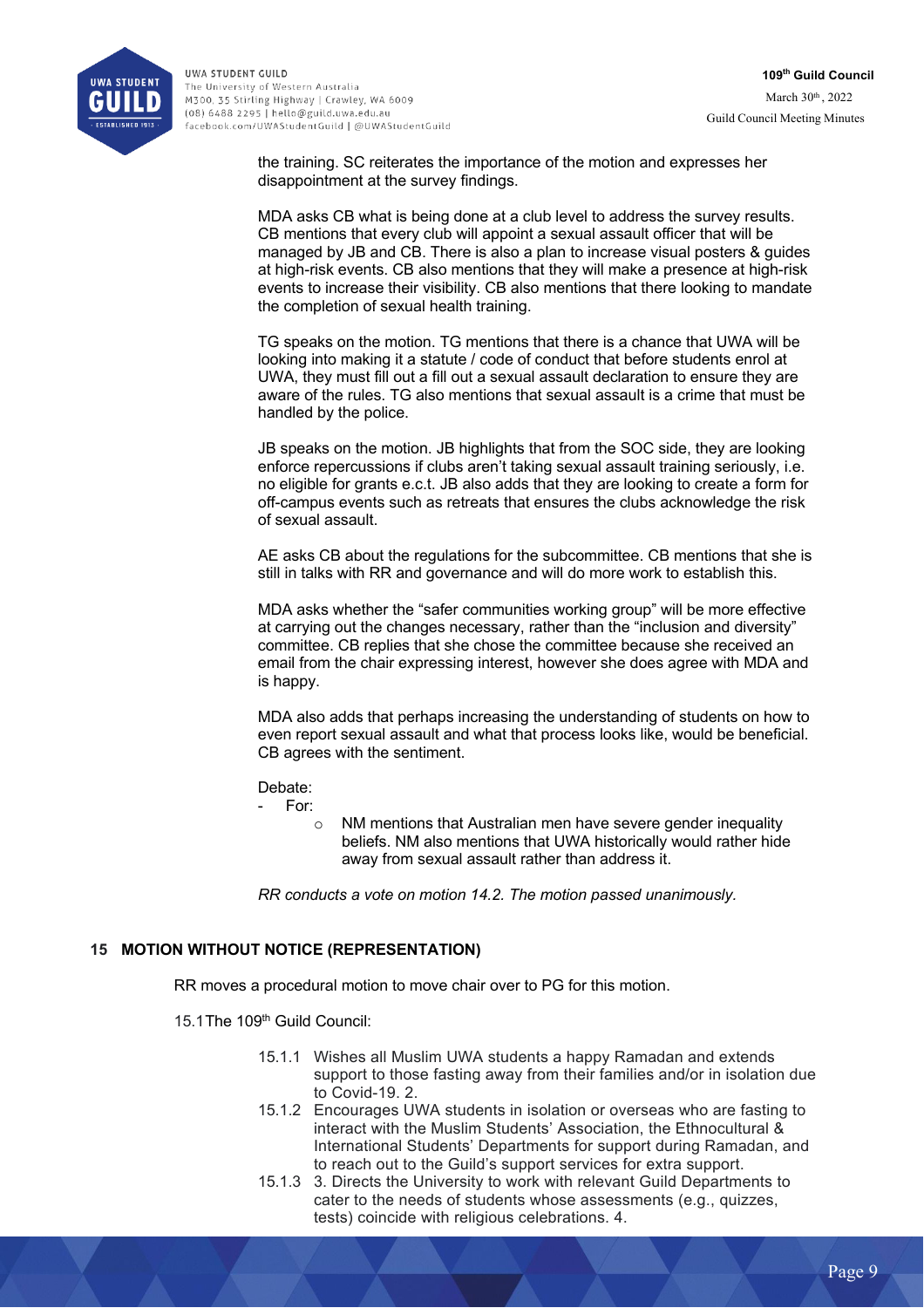the training. SC reiterates the importance of the motion and expresses her disappointment at the survey findings.

MDA asks CB what is being done at a club level to address the survey results. CB mentions that every club will appoint a sexual assault officer that will be managed by JB and CB. There is also a plan to increase visual posters & guides at high-risk events. CB also mentions that they will make a presence at high-risk events to increase their visibility. CB also mentions that there looking to mandate the completion of sexual health training.

TG speaks on the motion. TG mentions that there is a chance that UWA will be looking into making it a statute / code of conduct that before students enrol at UWA, they must fill out a fill out a sexual assault declaration to ensure they are aware of the rules. TG also mentions that sexual assault is a crime that must be handled by the police.

JB speaks on the motion. JB highlights that from the SOC side, they are looking enforce repercussions if clubs aren't taking sexual assault training seriously, i.e. no eligible for grants e.c.t. JB also adds that they are looking to create a form for off-campus events such as retreats that ensures the clubs acknowledge the risk of sexual assault.

AE asks CB about the regulations for the subcommittee. CB mentions that she is still in talks with RR and governance and will do more work to establish this.

MDA asks whether the "safer communities working group" will be more effective at carrying out the changes necessary, rather than the "inclusion and diversity" committee. CB replies that she chose the committee because she received an email from the chair expressing interest, however she does agree with MDA and is happy.

MDA also adds that perhaps increasing the understanding of students on how to even report sexual assault and what that process looks like, would be beneficial. CB agrees with the sentiment.

Debate:

- For:
  - NM mentions that Australian men have severe gender inequality beliefs. NM also mentions that UWA historically would rather hide away from sexual assault rather than address it.

*RR conducts a vote on motion 14.2. The motion passed unanimously.*

## 15 MOTION WITHOUT NOTICE (REPRESENTATION)

RR moves a procedural motion to move chair over to PG for this motion.

15.1 The 109th Guild Council:

- 15.1.1 Wishes all Muslim UWA students a happy Ramadan and extends support to those fasting away from their families and/or in isolation due to Covid-19. 2.
- 15.1.2 Encourages UWA students in isolation or overseas who are fasting to interact with the Muslim Students' Association, the Ethnocultural & International Students' Departments for support during Ramadan, and to reach out to the Guild's support services for extra support.
- 15.1.3 3. Directs the University to work with relevant Guild Departments to cater to the needs of students whose assessments (e.g., quizzes, tests) coincide with religious celebrations. 4.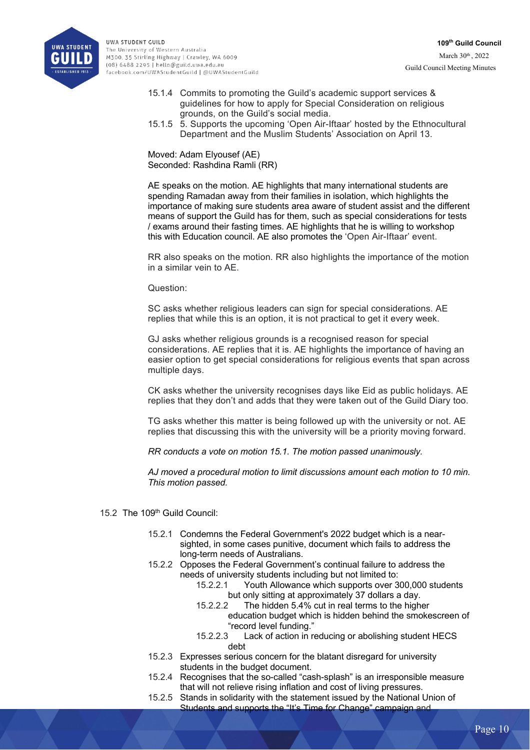15.1.4 Commits to promoting the Guild's academic support services & guidelines for how to apply for Special Consideration on religious grounds, on the Guild's social media.

15.1.5 5. Supports the upcoming 'Open Air-Iftaar' hosted by the Ethnocultural Department and the Muslim Students' Association on April 13.

Moved: Adam Elyousef (AE)
Seconded: Rashdina Ramli (RR)

AE speaks on the motion. AE highlights that many international students are spending Ramadan away from their families in isolation, which highlights the importance of making sure students area aware of student assist and the different means of support the Guild has for them, such as special considerations for tests / exams around their fasting times. AE highlights that he is willing to workshop this with Education council. AE also promotes the 'Open Air-Iftaar' event.

RR also speaks on the motion. RR also highlights the importance of the motion in a similar vein to AE.

Question:

SC asks whether religious leaders can sign for special considerations. AE replies that while this is an option, it is not practical to get it every week.

GJ asks whether religious grounds is a recognised reason for special considerations. AE replies that it is. AE highlights the importance of having an easier option to get special considerations for religious events that span across multiple days.

CK asks whether the university recognises days like Eid as public holidays. AE replies that they don't and adds that they were taken out of the Guild Diary too.

TG asks whether this matter is being followed up with the university or not. AE replies that discussing this with the university will be a priority moving forward.

*RR conducts a vote on motion 15.1. The motion passed unanimously.*

*AJ moved a procedural motion to limit discussions amount each motion to 10 min. This motion passed.*

15.2 The 109th Guild Council:

15.2.1 Condemns the Federal Government's 2022 budget which is a near-sighted, in some cases punitive, document which fails to address the long-term needs of Australians.

15.2.2 Opposes the Federal Government's continual failure to address the needs of university students including but not limited to:

15.2.2.1 Youth Allowance which supports over 300,000 students but only sitting at approximately 37 dollars a day.

15.2.2.2 The hidden 5.4% cut in real terms to the higher education budget which is hidden behind the smokescreen of "record level funding."

15.2.2.3 Lack of action in reducing or abolishing student HECS debt

15.2.3 Expresses serious concern for the blatant disregard for university students in the budget document.

15.2.4 Recognises that the so-called "cash-splash" is an irresponsible measure that will not relieve rising inflation and cost of living pressures.

15.2.5 Stands in solidarity with the statement issued by the National Union of Students and supports the "It's Time for Change" campaign and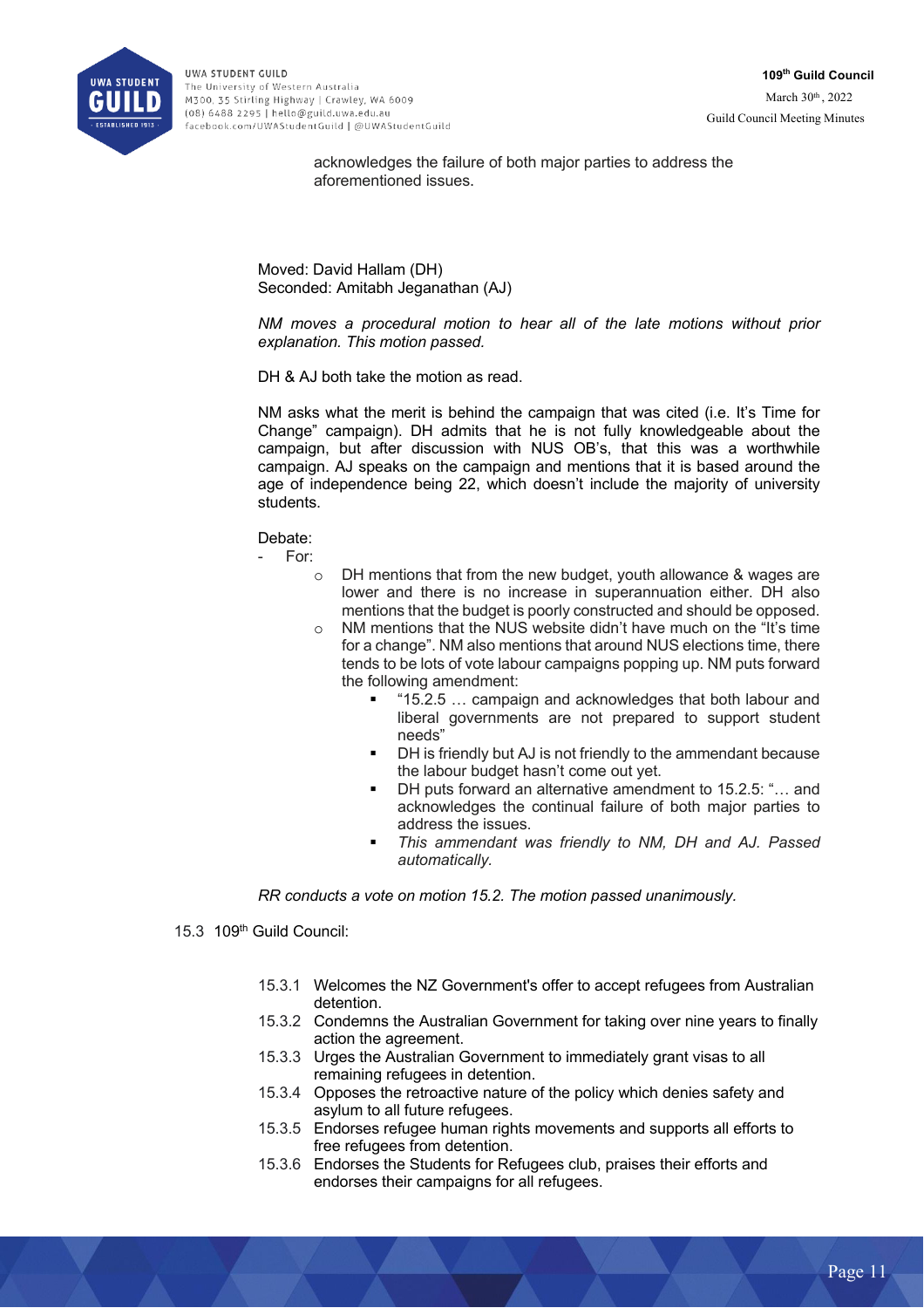acknowledges the failure of both major parties to address the aforementioned issues.

Moved: David Hallam (DH)
Seconded: Amitabh Jeganathan (AJ)

*NM moves a procedural motion to hear all of the late motions without prior explanation. This motion passed.*

DH & AJ both take the motion as read.

NM asks what the merit is behind the campaign that was cited (i.e. It's Time for Change" campaign). DH admits that he is not fully knowledgeable about the campaign, but after discussion with NUS OB's, that this was a worthwhile campaign. AJ speaks on the campaign and mentions that it is based around the age of independence being 22, which doesn't include the majority of university students.

Debate:

- For:
  - DH mentions that from the new budget, youth allowance & wages are lower and there is no increase in superannuation either. DH also mentions that the budget is poorly constructed and should be opposed.
  - NM mentions that the NUS website didn't have much on the "It's time for a change". NM also mentions that around NUS elections time, there tends to be lots of vote labour campaigns popping up. NM puts forward the following amendment:
    - "15.2.5 … campaign and acknowledges that both labour and liberal governments are not prepared to support student needs"
    - DH is friendly but AJ is not friendly to the ammendant because the labour budget hasn't come out yet.
    - DH puts forward an alternative amendment to 15.2.5: "… and acknowledges the continual failure of both major parties to address the issues.
    - *This ammendant was friendly to NM, DH and AJ. Passed automatically.*

*RR conducts a vote on motion 15.2. The motion passed unanimously.*

15.3 109th Guild Council:

15.3.1 Welcomes the NZ Government's offer to accept refugees from Australian detention.
15.3.2 Condemns the Australian Government for taking over nine years to finally action the agreement.
15.3.3 Urges the Australian Government to immediately grant visas to all remaining refugees in detention.
15.3.4 Opposes the retroactive nature of the policy which denies safety and asylum to all future refugees.
15.3.5 Endorses refugee human rights movements and supports all efforts to free refugees from detention.
15.3.6 Endorses the Students for Refugees club, praises their efforts and endorses their campaigns for all refugees.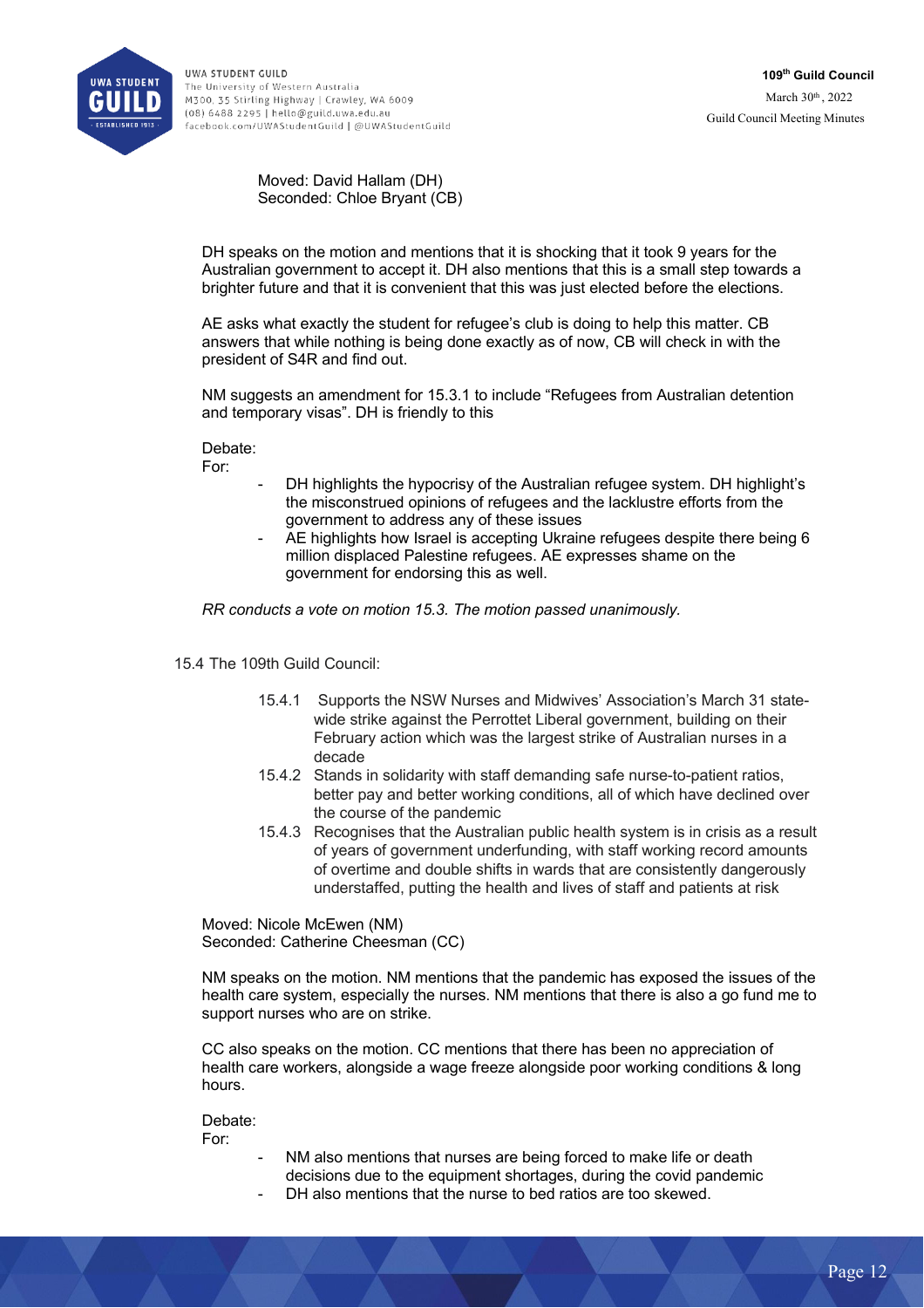Moved: David Hallam (DH)
Seconded: Chloe Bryant (CB)

DH speaks on the motion and mentions that it is shocking that it took 9 years for the Australian government to accept it. DH also mentions that this is a small step towards a brighter future and that it is convenient that this was just elected before the elections.

AE asks what exactly the student for refugee's club is doing to help this matter. CB answers that while nothing is being done exactly as of now, CB will check in with the president of S4R and find out.

NM suggests an amendment for 15.3.1 to include "Refugees from Australian detention and temporary visas". DH is friendly to this

Debate:
For:

- DH highlights the hypocrisy of the Australian refugee system. DH highlight's the misconstrued opinions of refugees and the lacklustre efforts from the government to address any of these issues
- AE highlights how Israel is accepting Ukraine refugees despite there being 6 million displaced Palestine refugees. AE expresses shame on the government for endorsing this as well.

*RR conducts a vote on motion 15.3. The motion passed unanimously.*

15.4 The 109th Guild Council:

15.4.1 Supports the NSW Nurses and Midwives' Association's March 31 state-wide strike against the Perrottet Liberal government, building on their February action which was the largest strike of Australian nurses in a decade

15.4.2 Stands in solidarity with staff demanding safe nurse-to-patient ratios, better pay and better working conditions, all of which have declined over the course of the pandemic

15.4.3 Recognises that the Australian public health system is in crisis as a result of years of government underfunding, with staff working record amounts of overtime and double shifts in wards that are consistently dangerously understaffed, putting the health and lives of staff and patients at risk

Moved: Nicole McEwen (NM)
Seconded: Catherine Cheesman (CC)

NM speaks on the motion. NM mentions that the pandemic has exposed the issues of the health care system, especially the nurses. NM mentions that there is also a go fund me to support nurses who are on strike.

CC also speaks on the motion. CC mentions that there has been no appreciation of health care workers, alongside a wage freeze alongside poor working conditions & long hours.

Debate:
For:

- NM also mentions that nurses are being forced to make life or death decisions due to the equipment shortages, during the covid pandemic
- DH also mentions that the nurse to bed ratios are too skewed.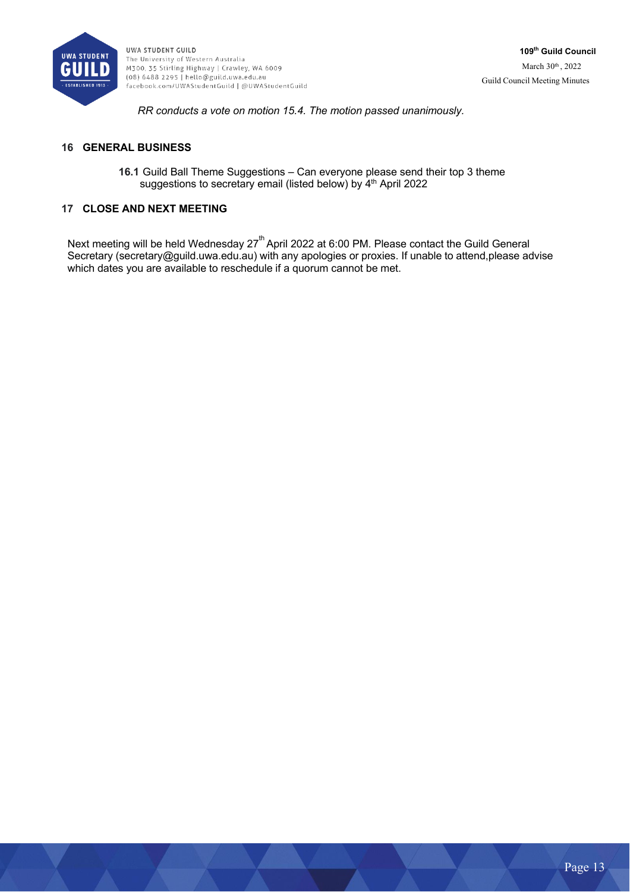*RR conducts a vote on motion 15.4. The motion passed unanimously.*

## 16 GENERAL BUSINESS

**16.1** Guild Ball Theme Suggestions – Can everyone please send their top 3 theme suggestions to secretary email (listed below) by 4th April 2022

## 17 CLOSE AND NEXT MEETING

Next meeting will be held Wednesday 27th April 2022 at 6:00 PM. Please contact the Guild General Secretary (secretary@guild.uwa.edu.au) with any apologies or proxies. If unable to attend,please advise which dates you are available to reschedule if a quorum cannot be met.